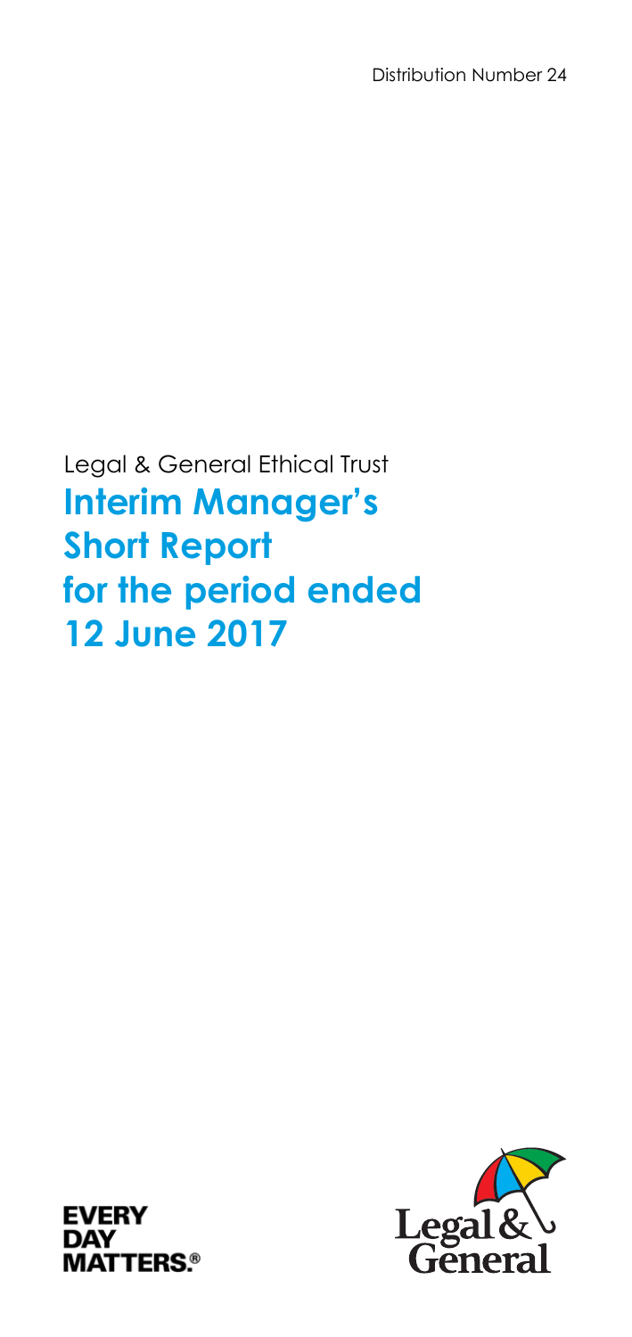Distribution Number 24

Legal & General Ethical Trust

# Interim Manager's Short Report for the period ended 12 June 2017

EVERY DAY MATTERS.®

Legal & General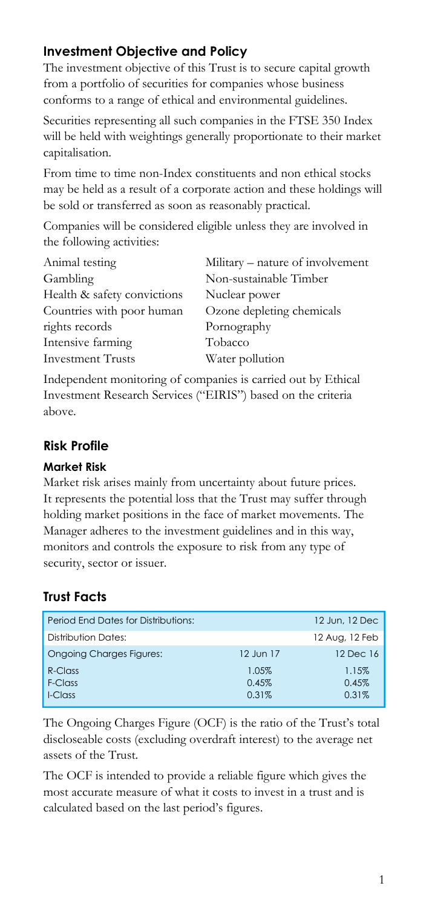## Investment Objective and Policy

The investment objective of this Trust is to secure capital growth from a portfolio of securities for companies whose business conforms to a range of ethical and environmental guidelines.

Securities representing all such companies in the FTSE 350 Index will be held with weightings generally proportionate to their market capitalisation.

From time to time non-Index constituents and non ethical stocks may be held as a result of a corporate action and these holdings will be sold or transferred as soon as reasonably practical.

Companies will be considered eligible unless they are involved in the following activities:

- Animal testing
- Gambling
- Health & safety convictions
- Countries with poor human rights records
- Intensive farming
- Investment Trusts
- Military – nature of involvement
- Non-sustainable Timber
- Nuclear power
- Ozone depleting chemicals
- Pornography
- Tobacco
- Water pollution

Independent monitoring of companies is carried out by Ethical Investment Research Services ("EIRIS") based on the criteria above.

## Risk Profile

### Market Risk

Market risk arises mainly from uncertainty about future prices. It represents the potential loss that the Trust may suffer through holding market positions in the face of market movements. The Manager adheres to the investment guidelines and in this way, monitors and controls the exposure to risk from any type of security, sector or issuer.

## Trust Facts

| Period End Dates for Distributions: | | 12 Jun, 12 Dec |
|---|---|---|
| Distribution Dates: | | 12 Aug, 12 Feb |
| Ongoing Charges Figures: | 12 Jun 17 | 12 Dec 16 |
| R-Class | 1.05% | 1.15% |
| F-Class | 0.45% | 0.45% |
| I-Class | 0.31% | 0.31% |

The Ongoing Charges Figure (OCF) is the ratio of the Trust's total discloseable costs (excluding overdraft interest) to the average net assets of the Trust.

The OCF is intended to provide a reliable figure which gives the most accurate measure of what it costs to invest in a trust and is calculated based on the last period's figures.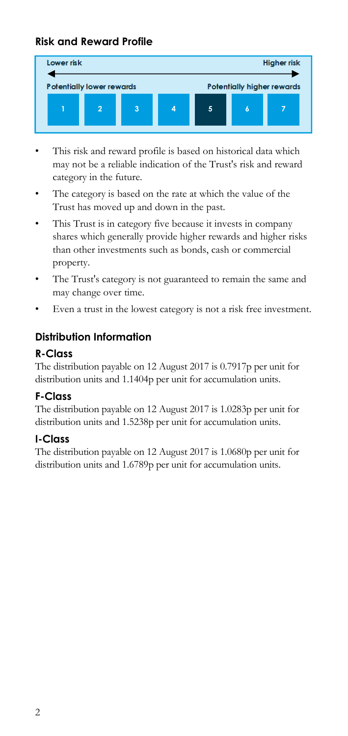## Risk and Reward Profile

| Lower risk | | | | | | Higher risk |
|---|---|---|---|---|---|---|
| Potentially lower rewards | | | | | | Potentially higher rewards |
| 1 | 2 | 3 | 4 | **5** | 6 | 7 |

- This risk and reward profile is based on historical data which may not be a reliable indication of the Trust's risk and reward category in the future.
- The category is based on the rate at which the value of the Trust has moved up and down in the past.
- This Trust is in category five because it invests in company shares which generally provide higher rewards and higher risks than other investments such as bonds, cash or commercial property.
- The Trust's category is not guaranteed to remain the same and may change over time.
- Even a trust in the lowest category is not a risk free investment.

## Distribution Information

### R-Class

The distribution payable on 12 August 2017 is 0.7917p per unit for distribution units and 1.1404p per unit for accumulation units.

### F-Class

The distribution payable on 12 August 2017 is 1.0283p per unit for distribution units and 1.5238p per unit for accumulation units.

### I-Class

The distribution payable on 12 August 2017 is 1.0680p per unit for distribution units and 1.6789p per unit for accumulation units.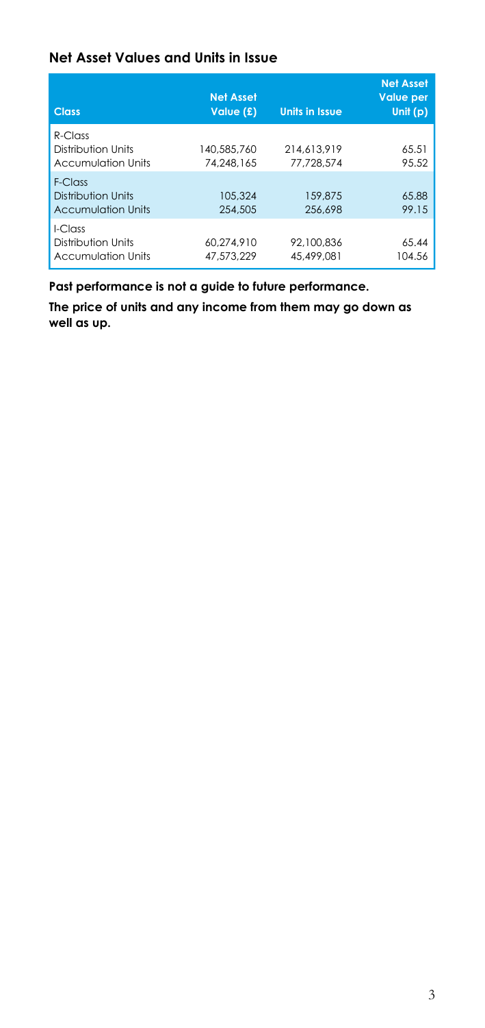## Net Asset Values and Units in Issue

| Class | Net Asset Value (£) | Units in Issue | Net Asset Value per Unit (p) |
|---|---|---|---|
| R-Class | | | |
| Distribution Units | 140,585,760 | 214,613,919 | 65.51 |
| Accumulation Units | 74,248,165 | 77,728,574 | 95.52 |
| F-Class | | | |
| Distribution Units | 105,324 | 159,875 | 65.88 |
| Accumulation Units | 254,505 | 256,698 | 99.15 |
| I-Class | | | |
| Distribution Units | 60,274,910 | 92,100,836 | 65.44 |
| Accumulation Units | 47,573,229 | 45,499,081 | 104.56 |

**Past performance is not a guide to future performance.**

**The price of units and any income from them may go down as well as up.**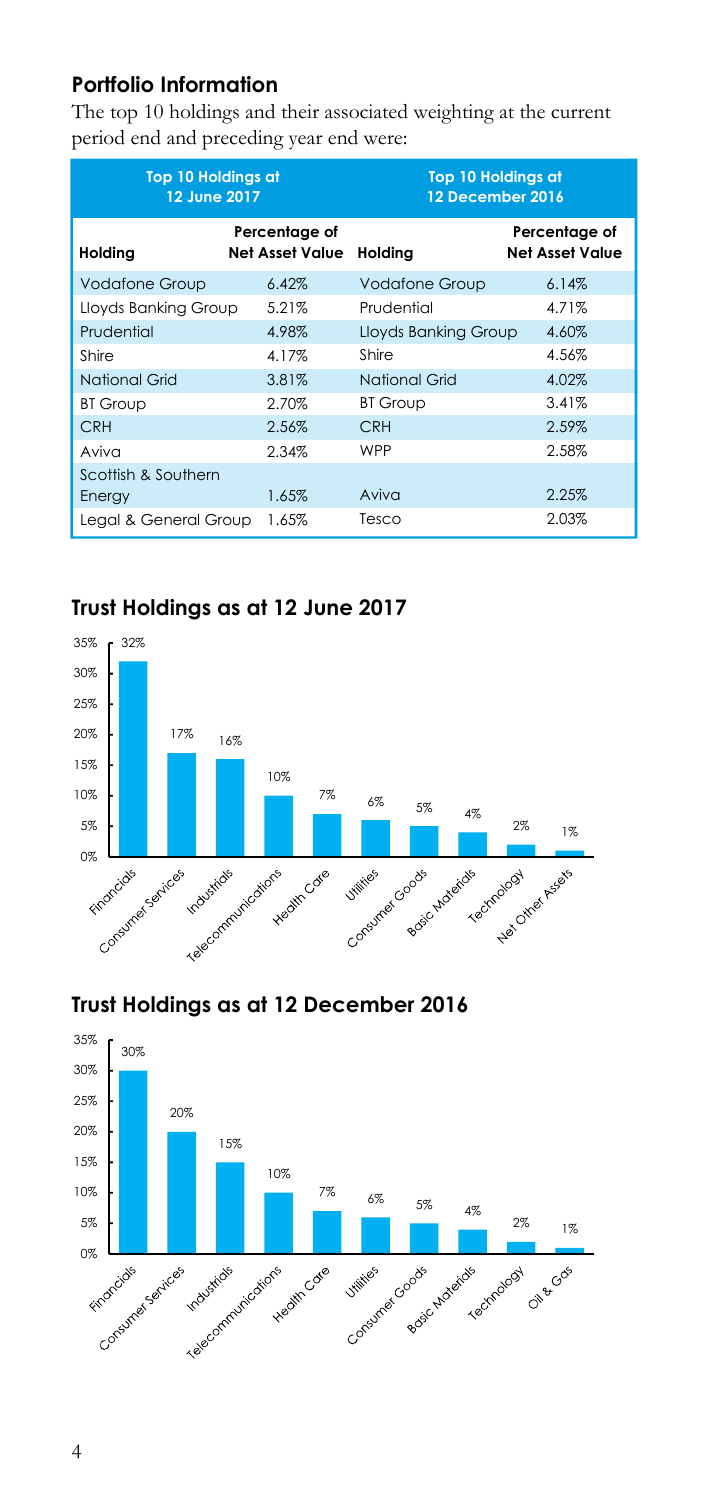## Portfolio Information

The top 10 holdings and their associated weighting at the current period end and preceding year end were:

| Top 10 Holdings at 12 June 2017 | | Top 10 Holdings at 12 December 2016 | |
|---|---|---|---|
| **Holding** | **Percentage of Net Asset Value** | **Holding** | **Percentage of Net Asset Value** |
| Vodafone Group | 6.42% | Vodafone Group | 6.14% |
| Lloyds Banking Group | 5.21% | Prudential | 4.71% |
| Prudential | 4.98% | Lloyds Banking Group | 4.60% |
| Shire | 4.17% | Shire | 4.56% |
| National Grid | 3.81% | National Grid | 4.02% |
| BT Group | 2.70% | BT Group | 3.41% |
| CRH | 2.56% | CRH | 2.59% |
| Aviva | 2.34% | WPP | 2.58% |
| Scottish & Southern Energy | 1.65% | Aviva | 2.25% |
| Legal & General Group | 1.65% | Tesco | 2.03% |

## Trust Holdings as at 12 June 2017

| Sector | % |
|---|---|
| Financials | 32% |
| Consumer Services | 17% |
| Industrials | 16% |
| Telecommunications | 10% |
| Health Care | 7% |
| Utilities | 6% |
| Consumer Goods | 5% |
| Basic Materials | 4% |
| Technology | 2% |
| Net Other Assets | 1% |

## Trust Holdings as at 12 December 2016

| Sector | % |
|---|---|
| Financials | 30% |
| Consumer Services | 20% |
| Industrials | 15% |
| Telecommunications | 10% |
| Health Care | 7% |
| Utilities | 6% |
| Consumer Goods | 5% |
| Basic Materials | 4% |
| Technology | 2% |
| Oil & Gas | 1% |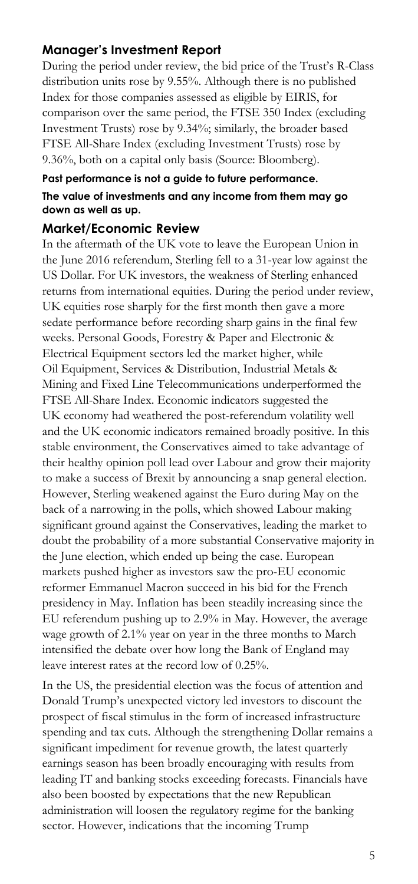## Manager's Investment Report

During the period under review, the bid price of the Trust's R-Class distribution units rose by 9.55%. Although there is no published Index for those companies assessed as eligible by EIRIS, for comparison over the same period, the FTSE 350 Index (excluding Investment Trusts) rose by 9.34%; similarly, the broader based FTSE All-Share Index (excluding Investment Trusts) rose by 9.36%, both on a capital only basis (Source: Bloomberg).

**Past performance is not a guide to future performance.**

**The value of investments and any income from them may go down as well as up.**

## Market/Economic Review

In the aftermath of the UK vote to leave the European Union in the June 2016 referendum, Sterling fell to a 31-year low against the US Dollar. For UK investors, the weakness of Sterling enhanced returns from international equities. During the period under review, UK equities rose sharply for the first month then gave a more sedate performance before recording sharp gains in the final few weeks. Personal Goods, Forestry & Paper and Electronic & Electrical Equipment sectors led the market higher, while Oil Equipment, Services & Distribution, Industrial Metals & Mining and Fixed Line Telecommunications underperformed the FTSE All-Share Index. Economic indicators suggested the UK economy had weathered the post-referendum volatility well and the UK economic indicators remained broadly positive. In this stable environment, the Conservatives aimed to take advantage of their healthy opinion poll lead over Labour and grow their majority to make a success of Brexit by announcing a snap general election. However, Sterling weakened against the Euro during May on the back of a narrowing in the polls, which showed Labour making significant ground against the Conservatives, leading the market to doubt the probability of a more substantial Conservative majority in the June election, which ended up being the case. European markets pushed higher as investors saw the pro-EU economic reformer Emmanuel Macron succeed in his bid for the French presidency in May. Inflation has been steadily increasing since the EU referendum pushing up to 2.9% in May. However, the average wage growth of 2.1% year on year in the three months to March intensified the debate over how long the Bank of England may leave interest rates at the record low of 0.25%.

In the US, the presidential election was the focus of attention and Donald Trump's unexpected victory led investors to discount the prospect of fiscal stimulus in the form of increased infrastructure spending and tax cuts. Although the strengthening Dollar remains a significant impediment for revenue growth, the latest quarterly earnings season has been broadly encouraging with results from leading IT and banking stocks exceeding forecasts. Financials have also been boosted by expectations that the new Republican administration will loosen the regulatory regime for the banking sector. However, indications that the incoming Trump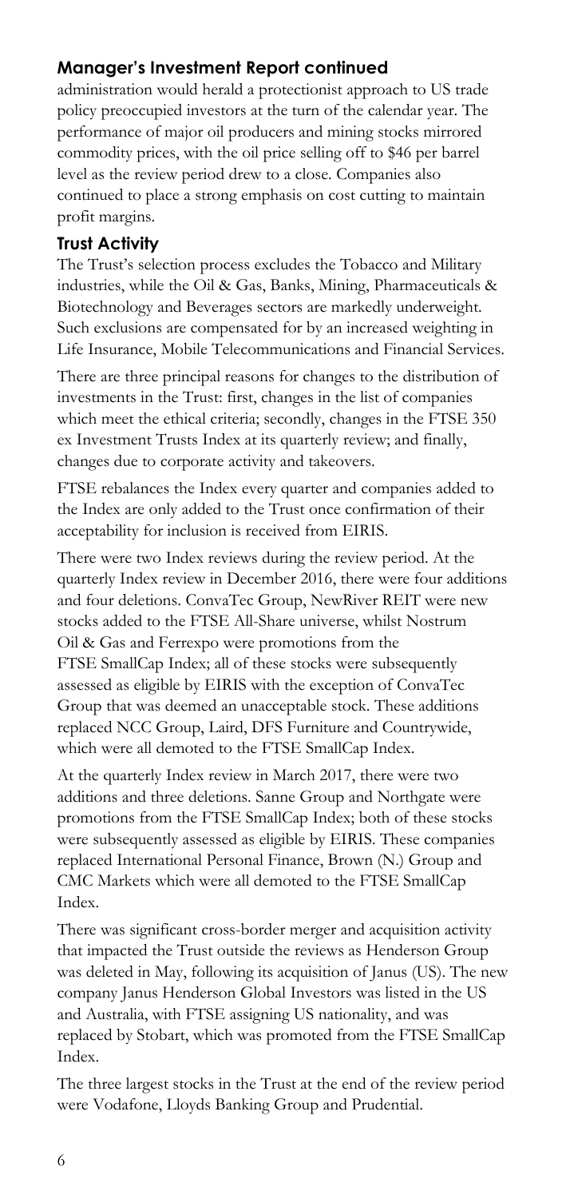## Manager's Investment Report continued

administration would herald a protectionist approach to US trade policy preoccupied investors at the turn of the calendar year. The performance of major oil producers and mining stocks mirrored commodity prices, with the oil price selling off to $46 per barrel level as the review period drew to a close. Companies also continued to place a strong emphasis on cost cutting to maintain profit margins.

### Trust Activity

The Trust's selection process excludes the Tobacco and Military industries, while the Oil & Gas, Banks, Mining, Pharmaceuticals & Biotechnology and Beverages sectors are markedly underweight. Such exclusions are compensated for by an increased weighting in Life Insurance, Mobile Telecommunications and Financial Services.

There are three principal reasons for changes to the distribution of investments in the Trust: first, changes in the list of companies which meet the ethical criteria; secondly, changes in the FTSE 350 ex Investment Trusts Index at its quarterly review; and finally, changes due to corporate activity and takeovers.

FTSE rebalances the Index every quarter and companies added to the Index are only added to the Trust once confirmation of their acceptability for inclusion is received from EIRIS.

There were two Index reviews during the review period. At the quarterly Index review in December 2016, there were four additions and four deletions. ConvaTec Group, NewRiver REIT were new stocks added to the FTSE All-Share universe, whilst Nostrum Oil & Gas and Ferrexpo were promotions from the FTSE SmallCap Index; all of these stocks were subsequently assessed as eligible by EIRIS with the exception of ConvaTec Group that was deemed an unacceptable stock. These additions replaced NCC Group, Laird, DFS Furniture and Countrywide, which were all demoted to the FTSE SmallCap Index.

At the quarterly Index review in March 2017, there were two additions and three deletions. Sanne Group and Northgate were promotions from the FTSE SmallCap Index; both of these stocks were subsequently assessed as eligible by EIRIS. These companies replaced International Personal Finance, Brown (N.) Group and CMC Markets which were all demoted to the FTSE SmallCap Index.

There was significant cross-border merger and acquisition activity that impacted the Trust outside the reviews as Henderson Group was deleted in May, following its acquisition of Janus (US). The new company Janus Henderson Global Investors was listed in the US and Australia, with FTSE assigning US nationality, and was replaced by Stobart, which was promoted from the FTSE SmallCap Index.

The three largest stocks in the Trust at the end of the review period were Vodafone, Lloyds Banking Group and Prudential.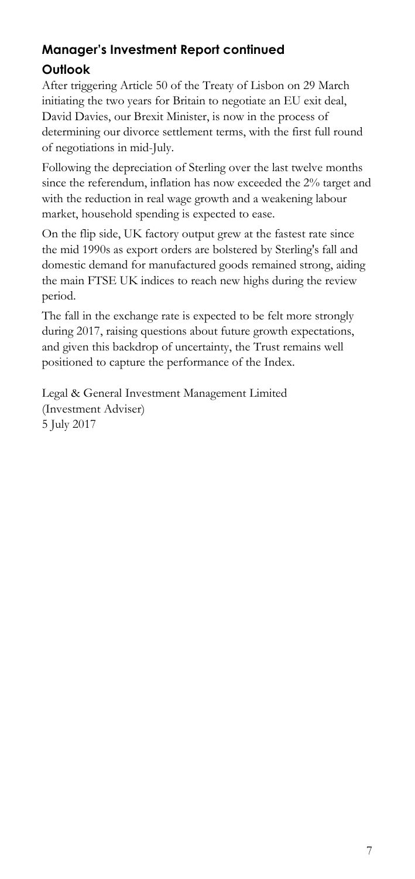## Manager's Investment Report continued

### Outlook

After triggering Article 50 of the Treaty of Lisbon on 29 March initiating the two years for Britain to negotiate an EU exit deal, David Davies, our Brexit Minister, is now in the process of determining our divorce settlement terms, with the first full round of negotiations in mid-July.

Following the depreciation of Sterling over the last twelve months since the referendum, inflation has now exceeded the 2% target and with the reduction in real wage growth and a weakening labour market, household spending is expected to ease.

On the flip side, UK factory output grew at the fastest rate since the mid 1990s as export orders are bolstered by Sterling's fall and domestic demand for manufactured goods remained strong, aiding the main FTSE UK indices to reach new highs during the review period.

The fall in the exchange rate is expected to be felt more strongly during 2017, raising questions about future growth expectations, and given this backdrop of uncertainty, the Trust remains well positioned to capture the performance of the Index.

Legal & General Investment Management Limited
(Investment Adviser)
5 July 2017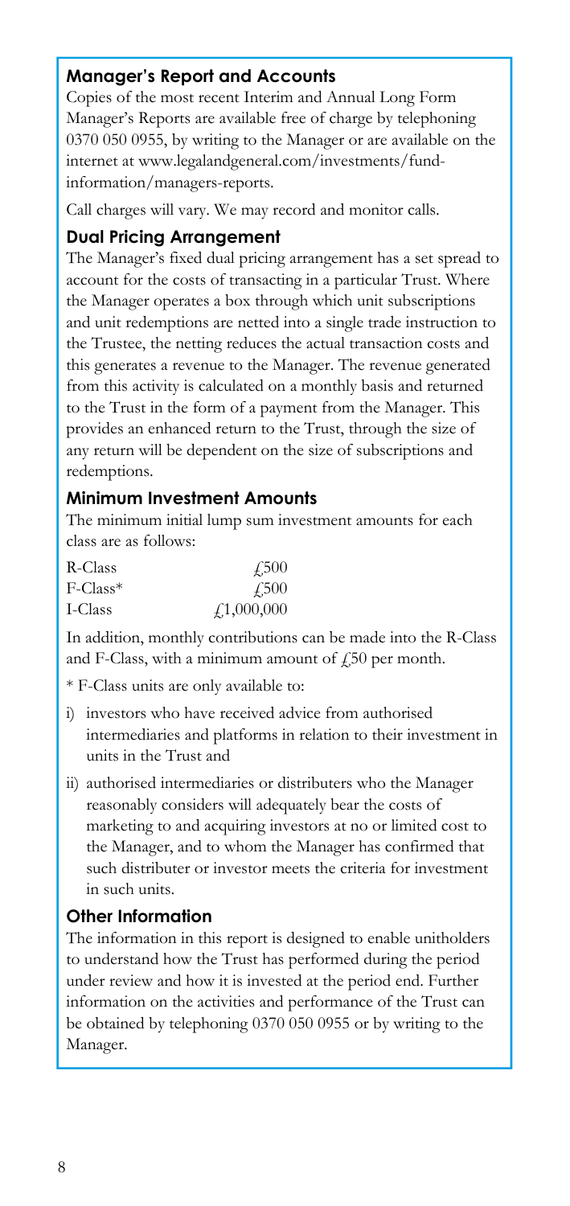## Manager's Report and Accounts

Copies of the most recent Interim and Annual Long Form Manager's Reports are available free of charge by telephoning 0370 050 0955, by writing to the Manager or are available on the internet at www.legalandgeneral.com/investments/fund-information/managers-reports.

Call charges will vary. We may record and monitor calls.

## Dual Pricing Arrangement

The Manager's fixed dual pricing arrangement has a set spread to account for the costs of transacting in a particular Trust. Where the Manager operates a box through which unit subscriptions and unit redemptions are netted into a single trade instruction to the Trustee, the netting reduces the actual transaction costs and this generates a revenue to the Manager. The revenue generated from this activity is calculated on a monthly basis and returned to the Trust in the form of a payment from the Manager. This provides an enhanced return to the Trust, through the size of any return will be dependent on the size of subscriptions and redemptions.

## Minimum Investment Amounts

The minimum initial lump sum investment amounts for each class are as follows:

| | |
|---|---|
| R-Class | £500 |
| F-Class* | £500 |
| I-Class | £1,000,000 |

In addition, monthly contributions can be made into the R-Class and F-Class, with a minimum amount of £50 per month.

* F-Class units are only available to:

i) investors who have received advice from authorised intermediaries and platforms in relation to their investment in units in the Trust and

ii) authorised intermediaries or distributers who the Manager reasonably considers will adequately bear the costs of marketing to and acquiring investors at no or limited cost to the Manager, and to whom the Manager has confirmed that such distributer or investor meets the criteria for investment in such units.

## Other Information

The information in this report is designed to enable unitholders to understand how the Trust has performed during the period under review and how it is invested at the period end. Further information on the activities and performance of the Trust can be obtained by telephoning 0370 050 0955 or by writing to the Manager.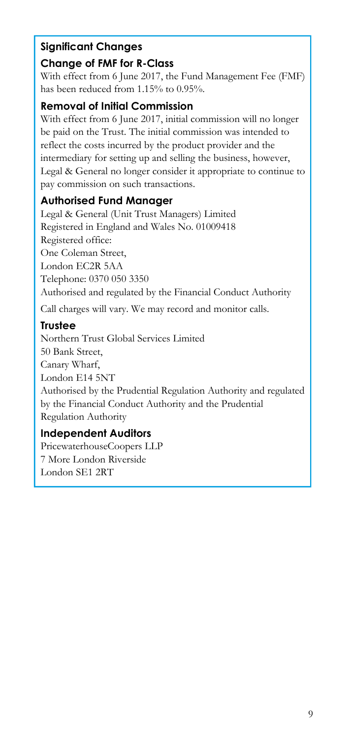## Significant Changes

### Change of FMF for R-Class

With effect from 6 June 2017, the Fund Management Fee (FMF) has been reduced from 1.15% to 0.95%.

### Removal of Initial Commission

With effect from 6 June 2017, initial commission will no longer be paid on the Trust. The initial commission was intended to reflect the costs incurred by the product provider and the intermediary for setting up and selling the business, however, Legal & General no longer consider it appropriate to continue to pay commission on such transactions.

### Authorised Fund Manager

Legal & General (Unit Trust Managers) Limited
Registered in England and Wales No. 01009418
Registered office:
One Coleman Street,
London EC2R 5AA
Telephone: 0370 050 3350
Authorised and regulated by the Financial Conduct Authority

Call charges will vary. We may record and monitor calls.

### Trustee

Northern Trust Global Services Limited
50 Bank Street,
Canary Wharf,
London E14 5NT
Authorised by the Prudential Regulation Authority and regulated by the Financial Conduct Authority and the Prudential Regulation Authority

### Independent Auditors

PricewaterhouseCoopers LLP
7 More London Riverside
London SE1 2RT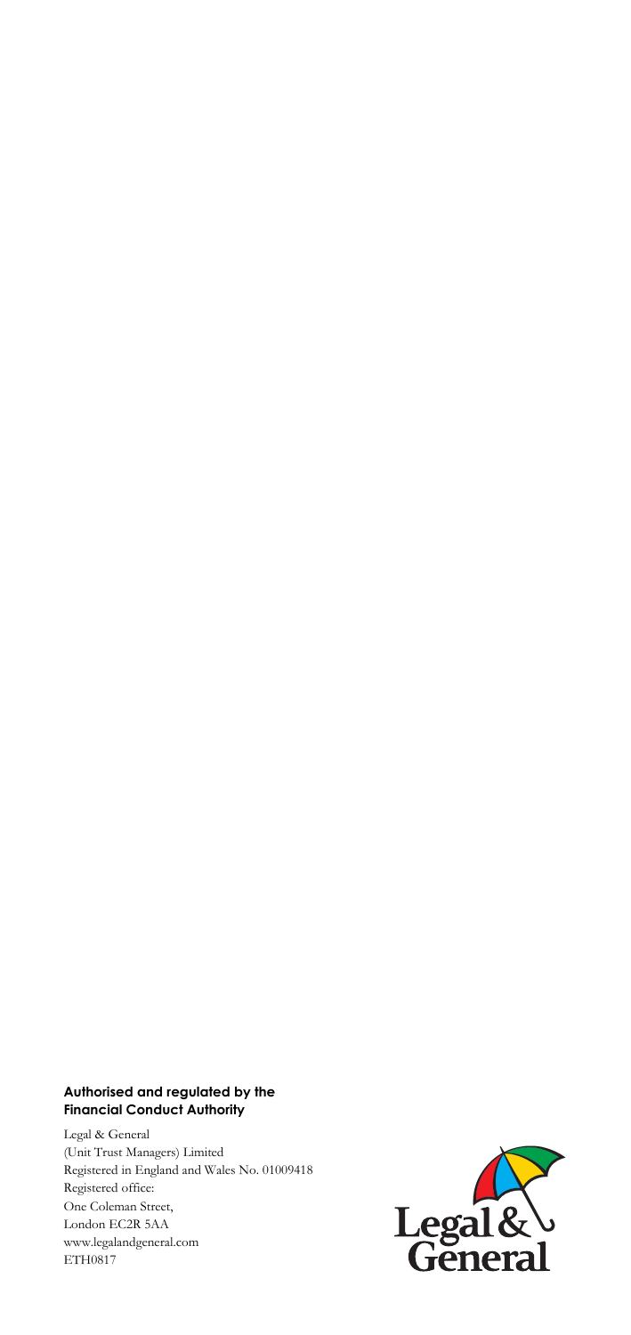**Authorised and regulated by the Financial Conduct Authority**

Legal & General
(Unit Trust Managers) Limited
Registered in England and Wales No. 01009418
Registered office:
One Coleman Street,
London EC2R 5AA
www.legalandgeneral.com
ETH0817